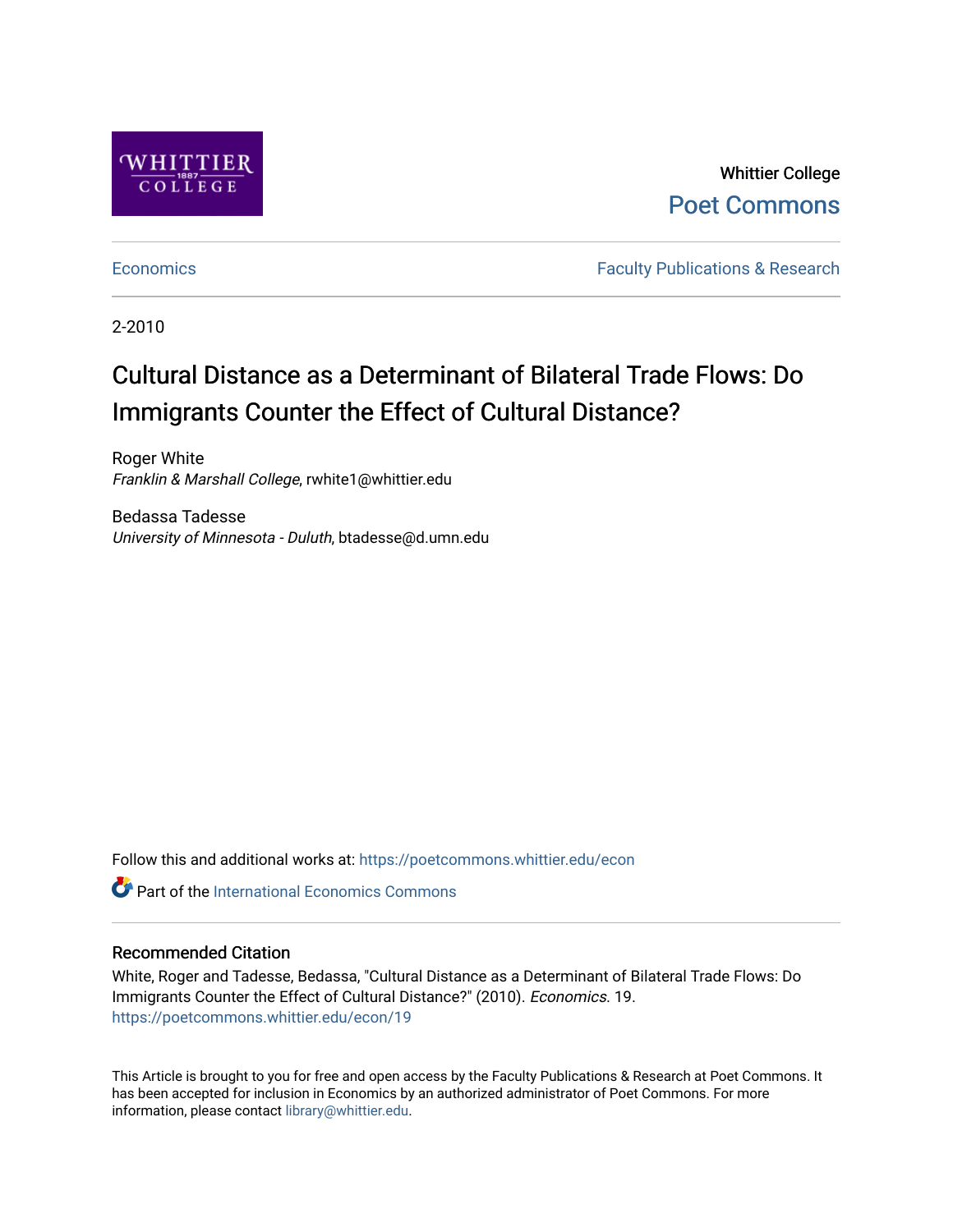Whittier College

Poet Commons

Economics

Faculty Publications & Research

2-2010

# Cultural Distance as a Determinant of Bilateral Trade Flows: Do Immigrants Counter the Effect of Cultural Distance?

Roger White
*Franklin & Marshall College*, rwhite1@whittier.edu

Bedassa Tadesse
*University of Minnesota - Duluth*, btadesse@d.umn.edu

Follow this and additional works at: https://poetcommons.whittier.edu/econ

Part of the International Economics Commons

## Recommended Citation

White, Roger and Tadesse, Bedassa, "Cultural Distance as a Determinant of Bilateral Trade Flows: Do Immigrants Counter the Effect of Cultural Distance?" (2010). *Economics*. 19.
https://poetcommons.whittier.edu/econ/19

This Article is brought to you for free and open access by the Faculty Publications & Research at Poet Commons. It has been accepted for inclusion in Economics by an authorized administrator of Poet Commons. For more information, please contact library@whittier.edu.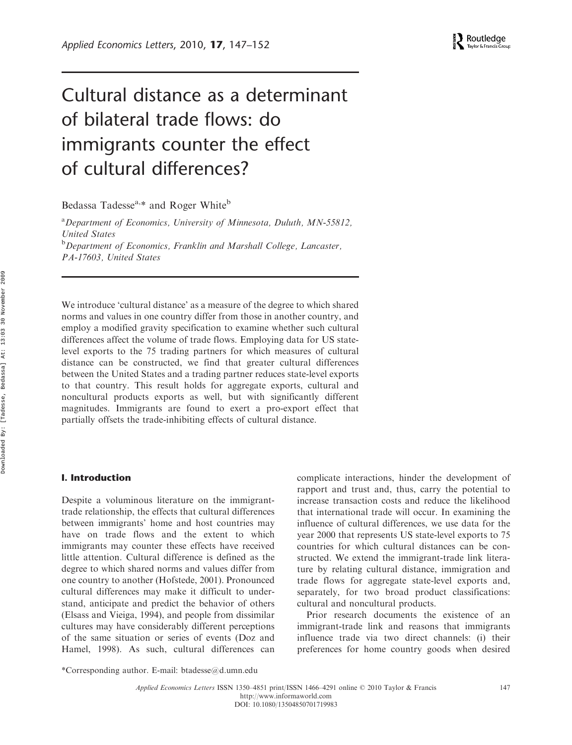# Cultural distance as a determinant of bilateral trade flows: do immigrants counter the effect of cultural differences?

Bedassa Tadesse[a,*] and Roger White[b]

[a]*Department of Economics, University of Minnesota, Duluth, MN-55812, United States*

[b]*Department of Economics, Franklin and Marshall College, Lancaster, PA-17603, United States*

We introduce 'cultural distance' as a measure of the degree to which shared norms and values in one country differ from those in another country, and employ a modified gravity specification to examine whether such cultural differences affect the volume of trade flows. Employing data for US state-level exports to the 75 trading partners for which measures of cultural distance can be constructed, we find that greater cultural differences between the United States and a trading partner reduces state-level exports to that country. This result holds for aggregate exports, cultural and noncultural products exports as well, but with significantly different magnitudes. Immigrants are found to exert a pro-export effect that partially offsets the trade-inhibiting effects of cultural distance.

## I. Introduction

Despite a voluminous literature on the immigrant-trade relationship, the effects that cultural differences between immigrants' home and host countries may have on trade flows and the extent to which immigrants may counter these effects have received little attention. Cultural difference is defined as the degree to which shared norms and values differ from one country to another (Hofstede, 2001). Pronounced cultural differences may make it difficult to understand, anticipate and predict the behavior of others (Elsass and Vieiga, 1994), and people from dissimilar cultures may have considerably different perceptions of the same situation or series of events (Doz and Hamel, 1998). As such, cultural differences can complicate interactions, hinder the development of rapport and trust and, thus, carry the potential to increase transaction costs and reduce the likelihood that international trade will occur. In examining the influence of cultural differences, we use data for the year 2000 that represents US state-level exports to 75 countries for which cultural distances can be constructed. We extend the immigrant-trade link literature by relating cultural distance, immigration and trade flows for aggregate state-level exports and, separately, for two broad product classifications: cultural and noncultural products.

Prior research documents the existence of an immigrant-trade link and reasons that immigrants influence trade via two direct channels: (i) their preferences for home country goods when desired

*Corresponding author. E-mail: btadesse@d.umn.edu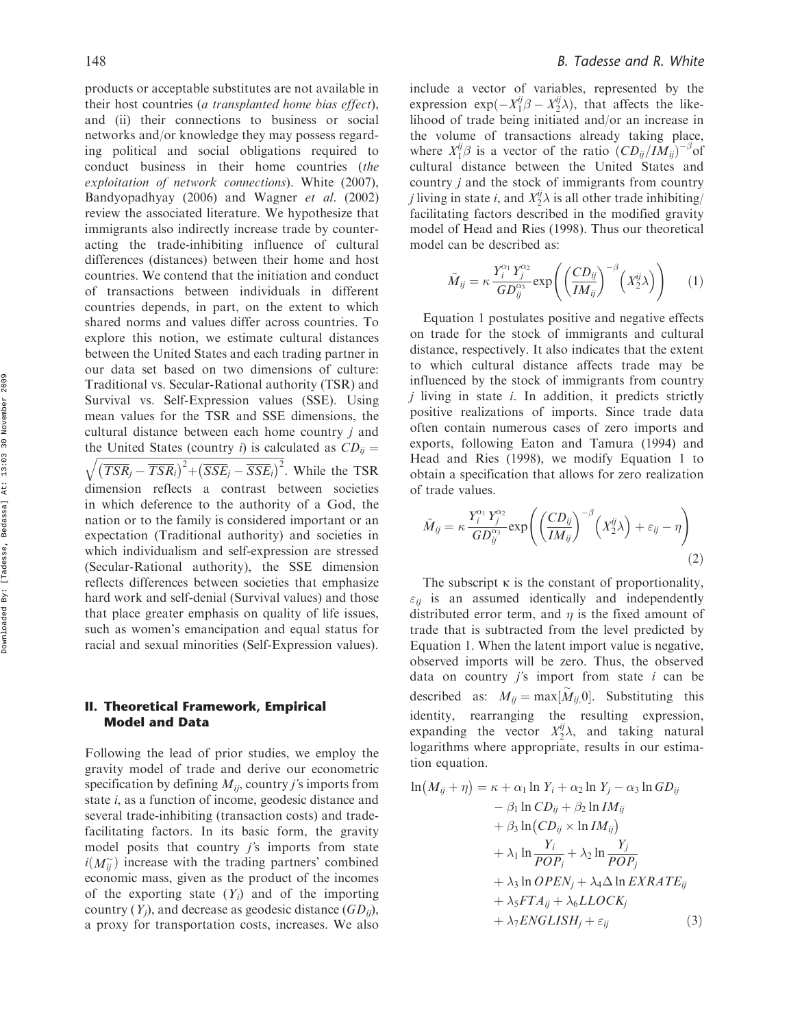products or acceptable substitutes are not available in their host countries (*a transplanted home bias effect*), and (ii) their connections to business or social networks and/or knowledge they may possess regarding political and social obligations required to conduct business in their home countries (*the exploitation of network connections*). White (2007), Bandyopadhyay (2006) and Wagner *et al.* (2002) review the associated literature. We hypothesize that immigrants also indirectly increase trade by counteracting the trade-inhibiting influence of cultural differences (distances) between their home and host countries. We contend that the initiation and conduct of transactions between individuals in different countries depends, in part, on the extent to which shared norms and values differ across countries. To explore this notion, we estimate cultural distances between the United States and each trading partner in our data set based on two dimensions of culture: Traditional vs. Secular-Rational authority (TSR) and Survival vs. Self-Expression values (SSE). Using mean values for the TSR and SSE dimensions, the cultural distance between each home country $j$ and the United States (country $i$) is calculated as $CD_{ij} = \sqrt{\left(\overline{TSR}_j - \overline{TSR}_i\right)^2 + \left(\overline{SSE}_j - \overline{SSE}_i\right)^2}$. While the TSR dimension reflects a contrast between societies in which deference to the authority of a God, the nation or to the family is considered important or an expectation (Traditional authority) and societies in which individualism and self-expression are stressed (Secular-Rational authority), the SSE dimension reflects differences between societies that emphasize hard work and self-denial (Survival values) and those that place greater emphasis on quality of life issues, such as women's emancipation and equal status for racial and sexual minorities (Self-Expression values).

## II. Theoretical Framework, Empirical Model and Data

Following the lead of prior studies, we employ the gravity model of trade and derive our econometric specification by defining $M_{ij}$, country $j$'s imports from state $i$, as a function of income, geodesic distance and several trade-inhibiting (transaction costs) and trade-facilitating factors. In its basic form, the gravity model posits that country $j$'s imports from state $i (\tilde{M}_{ij})$ increase with the trading partners' combined economic mass, given as the product of the incomes of the exporting state ($Y_i$) and of the importing country ($Y_j$), and decrease as geodesic distance ($GD_{ij}$), a proxy for transportation costs, increases. We also include a vector of variables, represented by the expression $\exp(-X_1^{ij}\beta - X_2^{ij}\lambda)$, that affects the likelihood of trade being initiated and/or an increase in the volume of transactions already taking place, where $X_1^{ij}\beta$ is a vector of the ratio $(CD_{ij}/IM_{ij})^{-\beta}$ of cultural distance between the United States and country $j$ and the stock of immigrants from country $j$ living in state $i$, and $X_2^{ij}\lambda$ is all other trade inhibiting/facilitating factors described in the modified gravity model of Head and Ries (1998). Thus our theoretical model can be described as:

$$\tilde{M}_{ij} = \kappa \frac{Y_i^{\alpha_1} Y_j^{\alpha_2}}{GD_{ij}^{\alpha_3}} \exp\left( \left( \frac{CD_{ij}}{IM_{ij}} \right)^{-\beta} \left( X_2^{ij}\lambda \right) \right) \tag{1}$$

Equation 1 postulates positive and negative effects on trade for the stock of immigrants and cultural distance, respectively. It also indicates that the extent to which cultural distance affects trade may be influenced by the stock of immigrants from country $j$ living in state $i$. In addition, it predicts strictly positive realizations of imports. Since trade data often contain numerous cases of zero imports and exports, following Eaton and Tamura (1994) and Head and Ries (1998), we modify Equation 1 to obtain a specification that allows for zero realization of trade values.

$$\tilde{M}_{ij} = \kappa \frac{Y_i^{\alpha_1} Y_j^{\alpha_2}}{GD_{ij}^{\alpha_3}} \exp\left( \left( \frac{CD_{ij}}{IM_{ij}} \right)^{-\beta} \left( X_2^{ij}\lambda \right) + \varepsilon_{ij} - \eta \right) \tag{2}$$

The subscript κ is the constant of proportionality, $\varepsilon_{ij}$ is an assumed identically and independently distributed error term, and $\eta$ is the fixed amount of trade that is subtracted from the level predicted by Equation 1. When the latent import value is negative, observed imports will be zero. Thus, the observed data on country $j$'s import from state $i$ can be described as: $M_{ij} = \max[\tilde{M}_{ij}, 0]$. Substituting this identity, rearranging the resulting expression, expanding the vector $X_2^{ij}\lambda$, and taking natural logarithms where appropriate, results in our estimation equation.

$$\begin{aligned}
\ln\left(M_{ij} + \eta\right) = {} & \kappa + \alpha_1 \ln Y_i + \alpha_2 \ln Y_j - \alpha_3 \ln GD_{ij} \\
& - \beta_1 \ln CD_{ij} + \beta_2 \ln IM_{ij} \\
& + \beta_3 \ln\left(CD_{ij} \times \ln IM_{ij}\right) \\
& + \lambda_1 \ln \frac{Y_i}{POP_i} + \lambda_2 \ln \frac{Y_j}{POP_j} \\
& + \lambda_3 \ln OPEN_j + \lambda_4 \Delta \ln EXRATE_{ij} \\
& + \lambda_5 FTA_{ij} + \lambda_6 LLOCK_j \\
& + \lambda_7 ENGLISH_j + \varepsilon_{ij}
\end{aligned} \tag{3}$$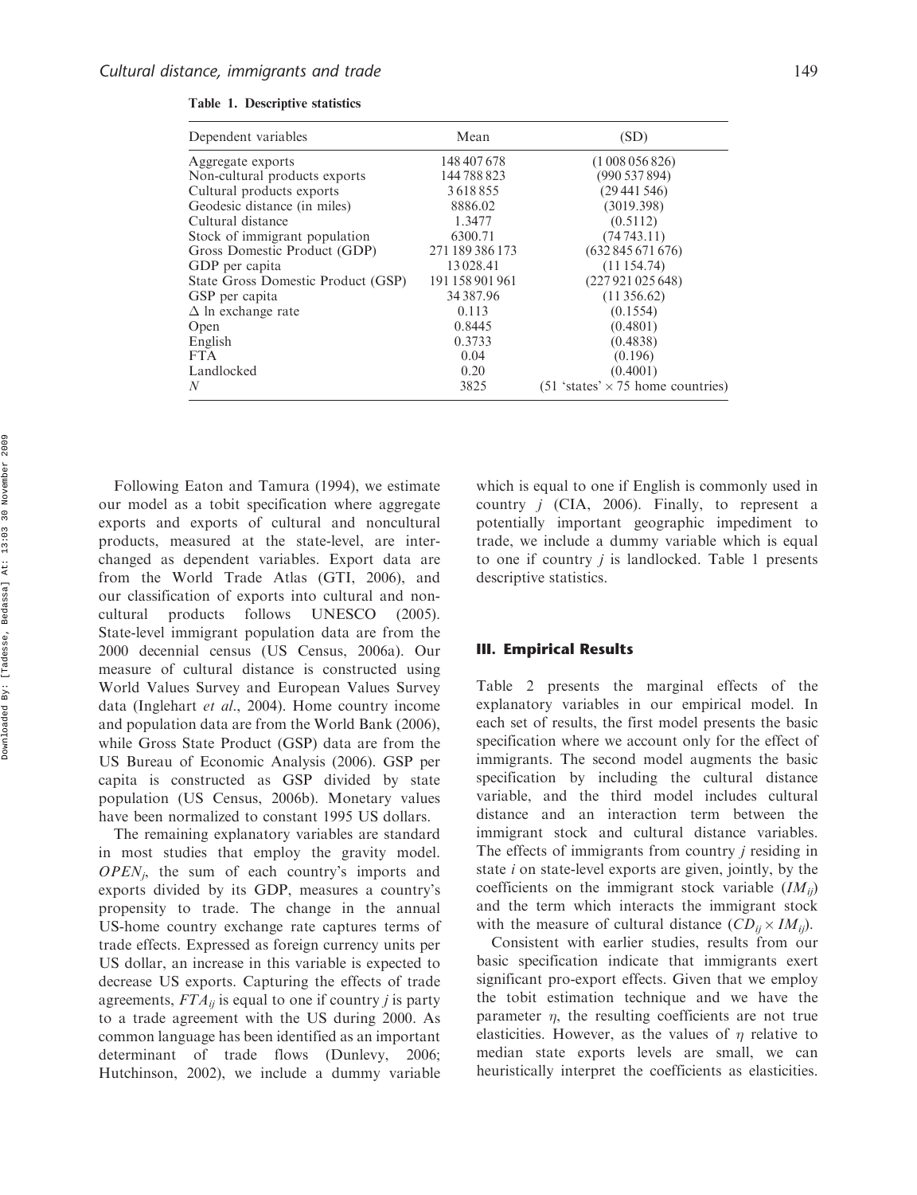**Table 1. Descriptive statistics**

| Dependent variables | Mean | (SD) |
|---|---|---|
| Aggregate exports | 148 407 678 | (1 008 056 826) |
| Non-cultural products exports | 144 788 823 | (990 537 894) |
| Cultural products exports | 3 618 855 | (29 441 546) |
| Geodesic distance (in miles) | 8886.02 | (3019.398) |
| Cultural distance | 1.3477 | (0.5112) |
| Stock of immigrant population | 6300.71 | (74 743.11) |
| Gross Domestic Product (GDP) | 271 189 386 173 | (632 845 671 676) |
| GDP per capita | 13 028.41 | (11 154.74) |
| State Gross Domestic Product (GSP) | 191 158 901 961 | (227 921 025 648) |
| GSP per capita | 34 387.96 | (11 356.62) |
| $\Delta$ ln exchange rate | 0.113 | (0.1554) |
| Open | 0.8445 | (0.4801) |
| English | 0.3733 | (0.4838) |
| FTA | 0.04 | (0.196) |
| Landlocked | 0.20 | (0.4001) |
| $N$ | 3825 | (51 'states' $\times$ 75 home countries) |

Following Eaton and Tamura (1994), we estimate our model as a tobit specification where aggregate exports and exports of cultural and noncultural products, measured at the state-level, are interchanged as dependent variables. Export data are from the World Trade Atlas (GTI, 2006), and our classification of exports into cultural and non-cultural products follows UNESCO (2005). State-level immigrant population data are from the 2000 decennial census (US Census, 2006a). Our measure of cultural distance is constructed using World Values Survey and European Values Survey data (Inglehart *et al.*, 2004). Home country income and population data are from the World Bank (2006), while Gross State Product (GSP) data are from the US Bureau of Economic Analysis (2006). GSP per capita is constructed as GSP divided by state population (US Census, 2006b). Monetary values have been normalized to constant 1995 US dollars.

The remaining explanatory variables are standard in most studies that employ the gravity model. $OPEN_j$, the sum of each country's imports and exports divided by its GDP, measures a country's propensity to trade. The change in the annual US-home country exchange rate captures terms of trade effects. Expressed as foreign currency units per US dollar, an increase in this variable is expected to decrease US exports. Capturing the effects of trade agreements, $FTA_{ij}$ is equal to one if country $j$ is party to a trade agreement with the US during 2000. As common language has been identified as an important determinant of trade flows (Dunlevy, 2006; Hutchinson, 2002), we include a dummy variable which is equal to one if English is commonly used in country $j$ (CIA, 2006). Finally, to represent a potentially important geographic impediment to trade, we include a dummy variable which is equal to one if country $j$ is landlocked. Table 1 presents descriptive statistics.

## III. Empirical Results

Table 2 presents the marginal effects of the explanatory variables in our empirical model. In each set of results, the first model presents the basic specification where we account only for the effect of immigrants. The second model augments the basic specification by including the cultural distance variable, and the third model includes cultural distance and an interaction term between the immigrant stock and cultural distance variables. The effects of immigrants from country $j$ residing in state $i$ on state-level exports are given, jointly, by the coefficients on the immigrant stock variable ($IM_{ij}$) and the term which interacts the immigrant stock with the measure of cultural distance ($CD_{ij} \times IM_{ij}$).

Consistent with earlier studies, results from our basic specification indicate that immigrants exert significant pro-export effects. Given that we employ the tobit estimation technique and we have the parameter $\eta$, the resulting coefficients are not true elasticities. However, as the values of $\eta$ relative to median state exports levels are small, we can heuristically interpret the coefficients as elasticities.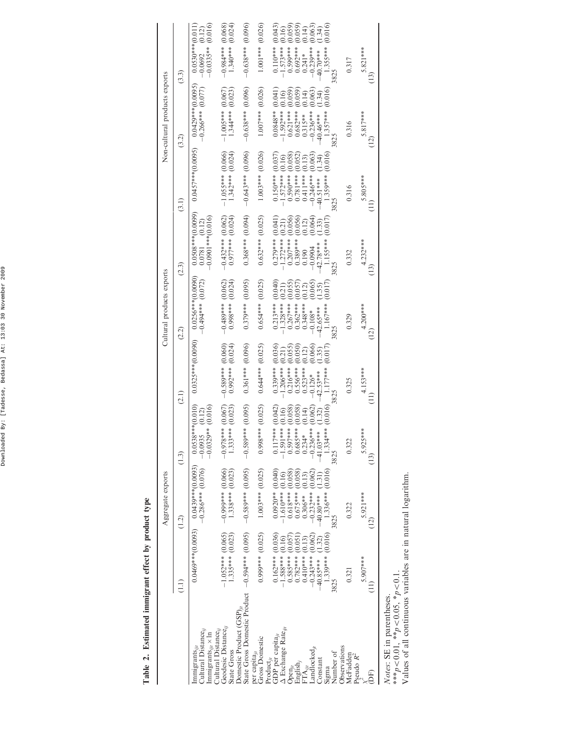**Table 2. Estimated immigrant effect by product type**

| | Aggregate exports | | | Cultural products exports | | | Non-cultural products exports | | |
|---|---|---|---|---|---|---|---|---|---|
| | (1.1) | (1.2) | (1.3) | (2.1) | (2.2) | (2.3) | (3.1) | (3.2) | (3.3) |
| Immigrants$_{ijt}$ | 0.0469***(0.0093) | 0.0439***(0.0093) | 0.0538***(0.010) | 0.0325***(0.0090) | 0.0256***(0.0090) | 0.0508***(0.0099) | 0.0457***(0.0095) | 0.0429***(0.0095) | 0.0530***(0.011) |
| Cultural Distance$_{ij}$ | | −0.286*** (0.076) | −0.0935 (0.12) | | −0.494*** (0.072) | 0.0781 (0.12) | | −0.266*** (0.077) | −0.0692 (0.12) |
| Immigrants$_{ijt}$ × ln Cultural Distance$_{ij}$ | | | −0.0329** (0.016) | | | −0.0901***(0.016) | | | −0.0335** (0.016) |
| Geodesic Distance$_{ij}$ | −1.052*** (0.065) | −0.999*** (0.066) | −0.978*** (0.067) | −0.589*** (0.060) | −0.489*** (0.062) | −0.432*** (0.062) | −1.055*** (0.066) | −1.005*** (0.067) | −0.984*** (0.068) |
| State Gross Domestic Product (GSP)$_{it}$ | 1.335*** (0.023) | 1.338*** (0.023) | 1.333*** (0.023) | 0.992*** (0.024) | 0.998*** (0.024) | 0.977*** (0.024) | 1.342*** (0.024) | 1.344*** (0.023) | 1.340*** (0.024) |
| State Gross Domestic Product per capita$_{it}$ | −0.594*** (0.095) | −0.589*** (0.095) | −0.589*** (0.095) | 0.361*** (0.096) | 0.379*** (0.095) | 0.368*** (0.094) | −0.643*** (0.096) | −0.638*** (0.096) | −0.638*** (0.096) |
| Gross Domestic Product$_{jt}$ | 0.999*** (0.025) | 1.003*** (0.025) | 0.998*** (0.025) | 0.644*** (0.025) | 0.654*** (0.025) | 0.632*** (0.025) | 1.003*** (0.026) | 1.007*** (0.026) | 1.001*** (0.026) |
| GDP per capita$_{jt}$ | 0.162*** (0.036) | 0.0920** (0.040) | 0.117*** (0.042) | 0.339*** (0.036) | 0.213*** (0.040) | 0.279*** (0.041) | 0.150*** (0.037) | 0.0848** (0.041) | 0.110*** (0.043) |
| Δ Exchange Rate$_{ijt}$ | −1.588*** (0.16) | −1.610*** (0.16) | −1.591*** (0.16) | −1.206*** (0.21) | −1.328*** (0.21) | −1.272*** (0.21) | −1.572*** (0.16) | −1.592*** (0.16) | −1.573*** (0.16) |
| Open$_{jt}$ | 0.585*** (0.057) | 0.618*** (0.058) | 0.597*** (0.058) | 0.216*** (0.055) | 0.267*** (0.055) | 0.207*** (0.056) | 0.590*** (0.058) | 0.621*** (0.059) | 0.599*** (0.059) |
| English$_j$ | 0.782*** (0.051) | 0.675*** (0.058) | 0.685*** (0.058) | 0.556*** (0.050) | 0.362*** (0.057) | 0.389*** (0.056) | 0.781*** (0.052) | 0.682*** (0.059) | 0.692*** (0.059) |
| FTA$_{ijt}$ | 0.410*** (0.13) | 0.306** (0.13) | 0.234* (0.14) | 0.523*** (0.12) | 0.348*** (0.12) | 0.190 (0.12) | 0.411*** (0.13) | 0.315** (0.14) | 0.241* (0.14) |
| Landlocked$_{jt}$ | −0.243*** (0.062) | −0.232*** (0.062) | −0.236*** (0.062) | −0.126* (0.066) | −0.108* (0.065) | −0.0904 (0.064) | −0.246*** (0.063) | −0.236*** (0.063) | −0.239*** (0.063) |
| Constant | −40.85*** (1.32) | −40.80*** (1.31) | −41.03*** (1.32) | −42.53*** (1.35) | −42.65*** (1.35) | −42.78*** (1.33) | −40.51*** (1.34) | −40.46*** (1.34) | −40.70*** (1.34) |
| Sigma | 1.339*** (0.016) | 1.336*** (0.016) | 1.334*** (0.016) | 1.177*** (0.017) | 1.167*** (0.017) | 1.155*** (0.017) | 1.359*** (0.016) | 1.357*** (0.016) | 1.355*** (0.016) |
| Number of Observations | 3825 | 3825 | 3825 | 3825 | 3825 | 3825 | 3825 | 3825 | 3825 |
| McFadden Pseudo $R^2$ | 0.321 | 0.322 | 0.322 | 0.325 | 0.329 | 0.332 | 0.316 | 0.316 | 0.317 |
| $\chi^2$ (DF) | 5.907*** (11) | 5.921*** (12) | 5.925*** (13) | 4.153*** (11) | 4.200*** (12) | 4.232*** (13) | 5.805*** (11) | 5.817*** (12) | 5.821*** (13) |

*Notes*: SE in parentheses.
***$p<0.01$, **$p<0.05$, *$p<0.1$.
Values of all continuous variables are in natural logarithm.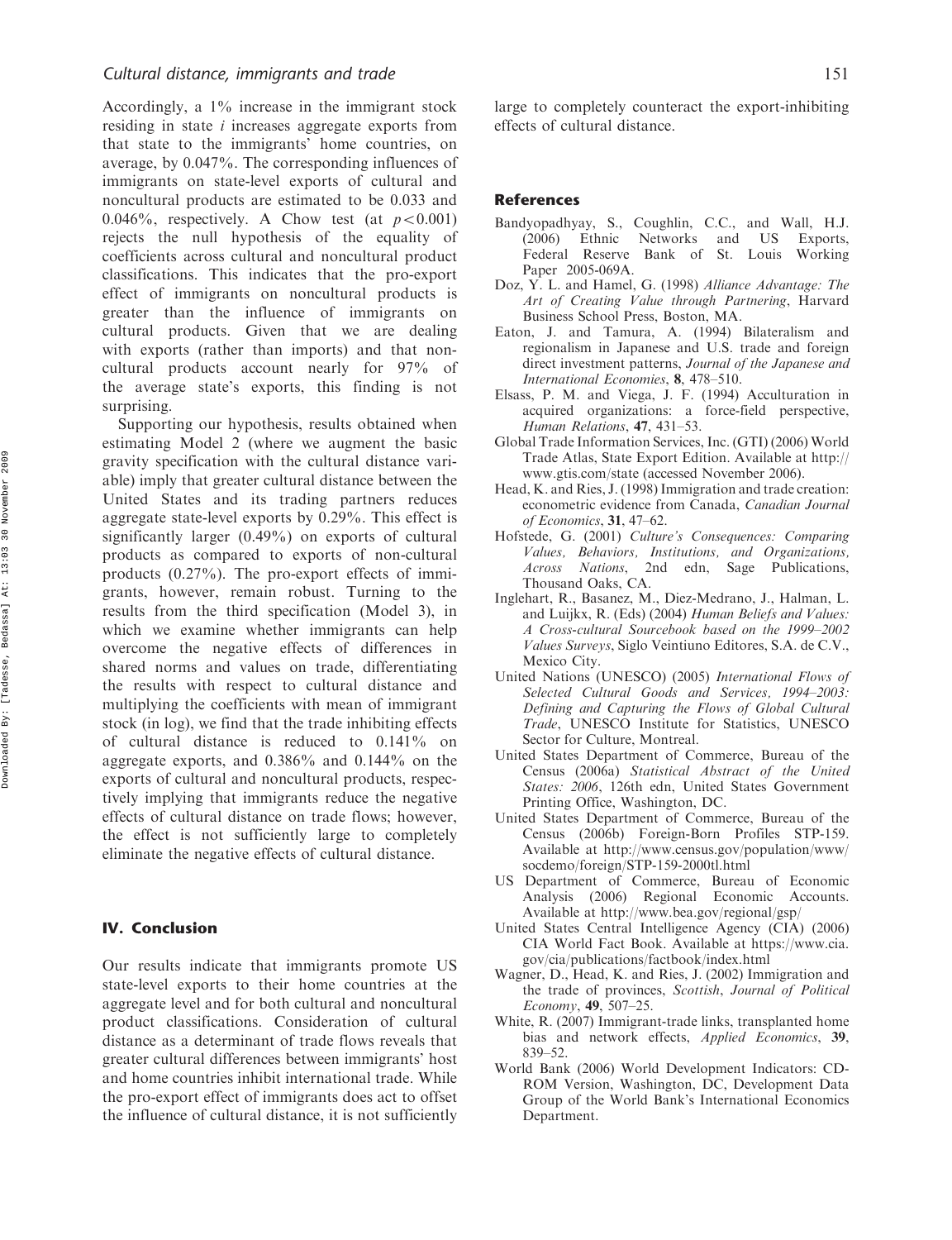Accordingly, a 1% increase in the immigrant stock residing in state $i$ increases aggregate exports from that state to the immigrants' home countries, on average, by 0.047%. The corresponding influences of immigrants on state-level exports of cultural and noncultural products are estimated to be 0.033 and 0.046%, respectively. A Chow test (at $p < 0.001$) rejects the null hypothesis of the equality of coefficients across cultural and noncultural product classifications. This indicates that the pro-export effect of immigrants on noncultural products is greater than the influence of immigrants on cultural products. Given that we are dealing with exports (rather than imports) and that noncultural products account nearly for 97% of the average state's exports, this finding is not surprising.

Supporting our hypothesis, results obtained when estimating Model 2 (where we augment the basic gravity specification with the cultural distance variable) imply that greater cultural distance between the United States and its trading partners reduces aggregate state-level exports by 0.29%. This effect is significantly larger (0.49%) on exports of cultural products as compared to exports of non-cultural products (0.27%). The pro-export effects of immigrants, however, remain robust. Turning to the results from the third specification (Model 3), in which we examine whether immigrants can help overcome the negative effects of differences in shared norms and values on trade, differentiating the results with respect to cultural distance and multiplying the coefficients with mean of immigrant stock (in log), we find that the trade inhibiting effects of cultural distance is reduced to 0.141% on aggregate exports, and 0.386% and 0.144% on the exports of cultural and noncultural products, respectively implying that immigrants reduce the negative effects of cultural distance on trade flows; however, the effect is not sufficiently large to completely eliminate the negative effects of cultural distance.

## IV. Conclusion

Our results indicate that immigrants promote US state-level exports to their home countries at the aggregate level and for both cultural and noncultural product classifications. Consideration of cultural distance as a determinant of trade flows reveals that greater cultural differences between immigrants' host and home countries inhibit international trade. While the pro-export effect of immigrants does act to offset the influence of cultural distance, it is not sufficiently large to completely counteract the export-inhibiting effects of cultural distance.

## References

Bandyopadhyay, S., Coughlin, C.C., and Wall, H.J. (2006) Ethnic Networks and US Exports, Federal Reserve Bank of St. Louis Working Paper 2005-069A.

Doz, Y. L. and Hamel, G. (1998) *Alliance Advantage: The Art of Creating Value through Partnering*, Harvard Business School Press, Boston, MA.

Eaton, J. and Tamura, A. (1994) Bilateralism and regionalism in Japanese and U.S. trade and foreign direct investment patterns, *Journal of the Japanese and International Economies*, **8**, 478–510.

Elsass, P. M. and Viega, J. F. (1994) Acculturation in acquired organizations: a force-field perspective, *Human Relations*, **47**, 431–53.

Global Trade Information Services, Inc. (GTI) (2006) World Trade Atlas, State Export Edition. Available at http://www.gtis.com/state (accessed November 2006).

Head, K. and Ries, J. (1998) Immigration and trade creation: econometric evidence from Canada, *Canadian Journal of Economics*, **31**, 47–62.

Hofstede, G. (2001) *Culture's Consequences: Comparing Values, Behaviors, Institutions, and Organizations, Across Nations*, 2nd edn, Sage Publications, Thousand Oaks, CA.

Inglehart, R., Basanez, M., Diez-Medrano, J., Halman, L. and Luijkx, R. (Eds) (2004) *Human Beliefs and Values: A Cross-cultural Sourcebook based on the 1999–2002 Values Surveys*, Siglo Veintiuno Editores, S.A. de C.V., Mexico City.

United Nations (UNESCO) (2005) *International Flows of Selected Cultural Goods and Services, 1994–2003: Defining and Capturing the Flows of Global Cultural Trade*, UNESCO Institute for Statistics, UNESCO Sector for Culture, Montreal.

United States Department of Commerce, Bureau of the Census (2006a) *Statistical Abstract of the United States: 2006*, 126th edn, United States Government Printing Office, Washington, DC.

United States Department of Commerce, Bureau of the Census (2006b) Foreign-Born Profiles STP-159. Available at http://www.census.gov/population/www/socdemo/foreign/STP-159-2000tl.html

US Department of Commerce, Bureau of Economic Analysis (2006) Regional Economic Accounts. Available at http://www.bea.gov/regional/gsp/

United States Central Intelligence Agency (CIA) (2006) CIA World Fact Book. Available at https://www.cia.gov/cia/publications/factbook/index.html

Wagner, D., Head, K. and Ries, J. (2002) Immigration and the trade of provinces, *Scottish, Journal of Political Economy*, **49**, 507–25.

White, R. (2007) Immigrant-trade links, transplanted home bias and network effects, *Applied Economics*, **39**, 839–52.

World Bank (2006) World Development Indicators: CD-ROM Version, Washington, DC, Development Data Group of the World Bank's International Economics Department.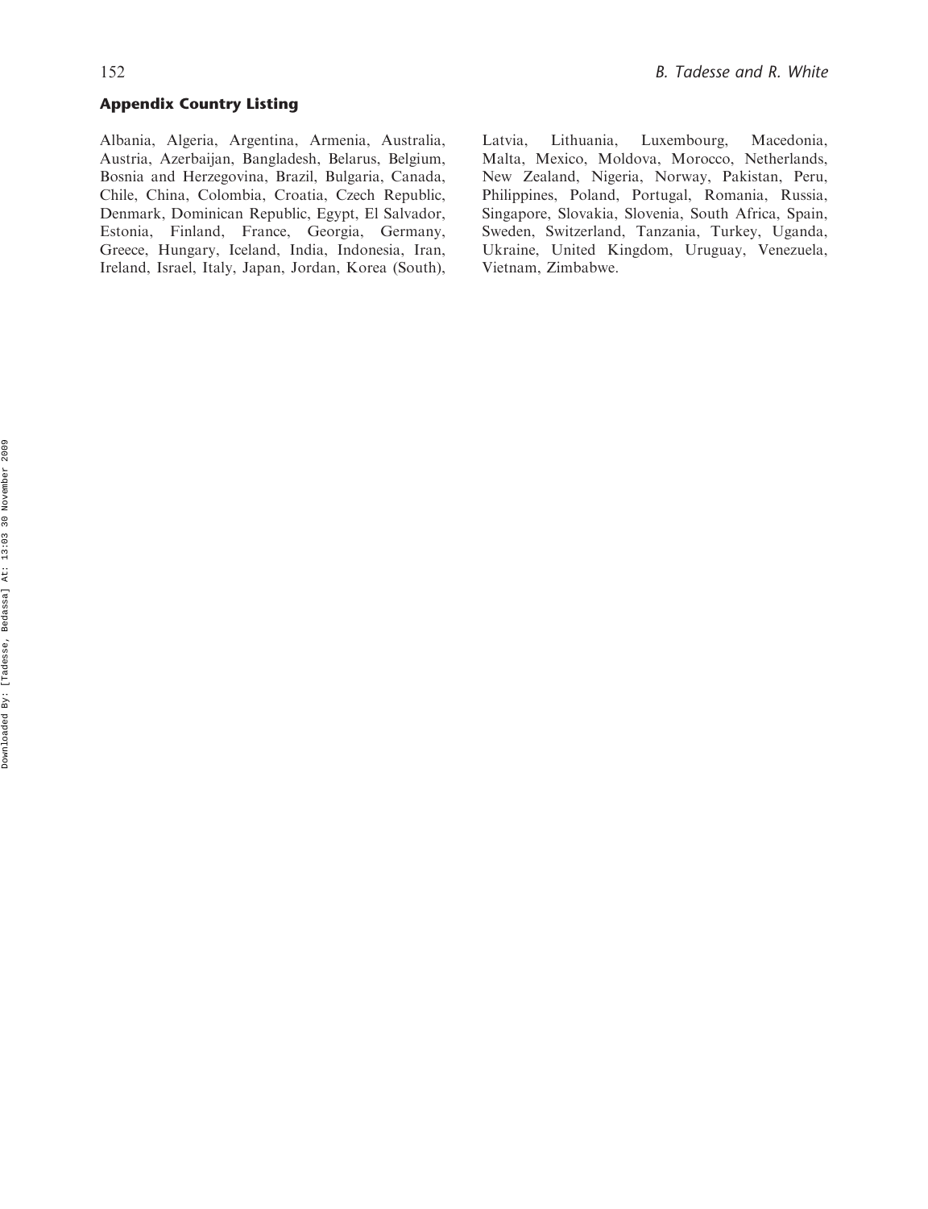## Appendix Country Listing

Albania, Algeria, Argentina, Armenia, Australia, Austria, Azerbaijan, Bangladesh, Belarus, Belgium, Bosnia and Herzegovina, Brazil, Bulgaria, Canada, Chile, China, Colombia, Croatia, Czech Republic, Denmark, Dominican Republic, Egypt, El Salvador, Estonia, Finland, France, Georgia, Germany, Greece, Hungary, Iceland, India, Indonesia, Iran, Ireland, Israel, Italy, Japan, Jordan, Korea (South), Latvia, Lithuania, Luxembourg, Macedonia, Malta, Mexico, Moldova, Morocco, Netherlands, New Zealand, Nigeria, Norway, Pakistan, Peru, Philippines, Poland, Portugal, Romania, Russia, Singapore, Slovakia, Slovenia, South Africa, Spain, Sweden, Switzerland, Tanzania, Turkey, Uganda, Ukraine, United Kingdom, Uruguay, Venezuela, Vietnam, Zimbabwe.